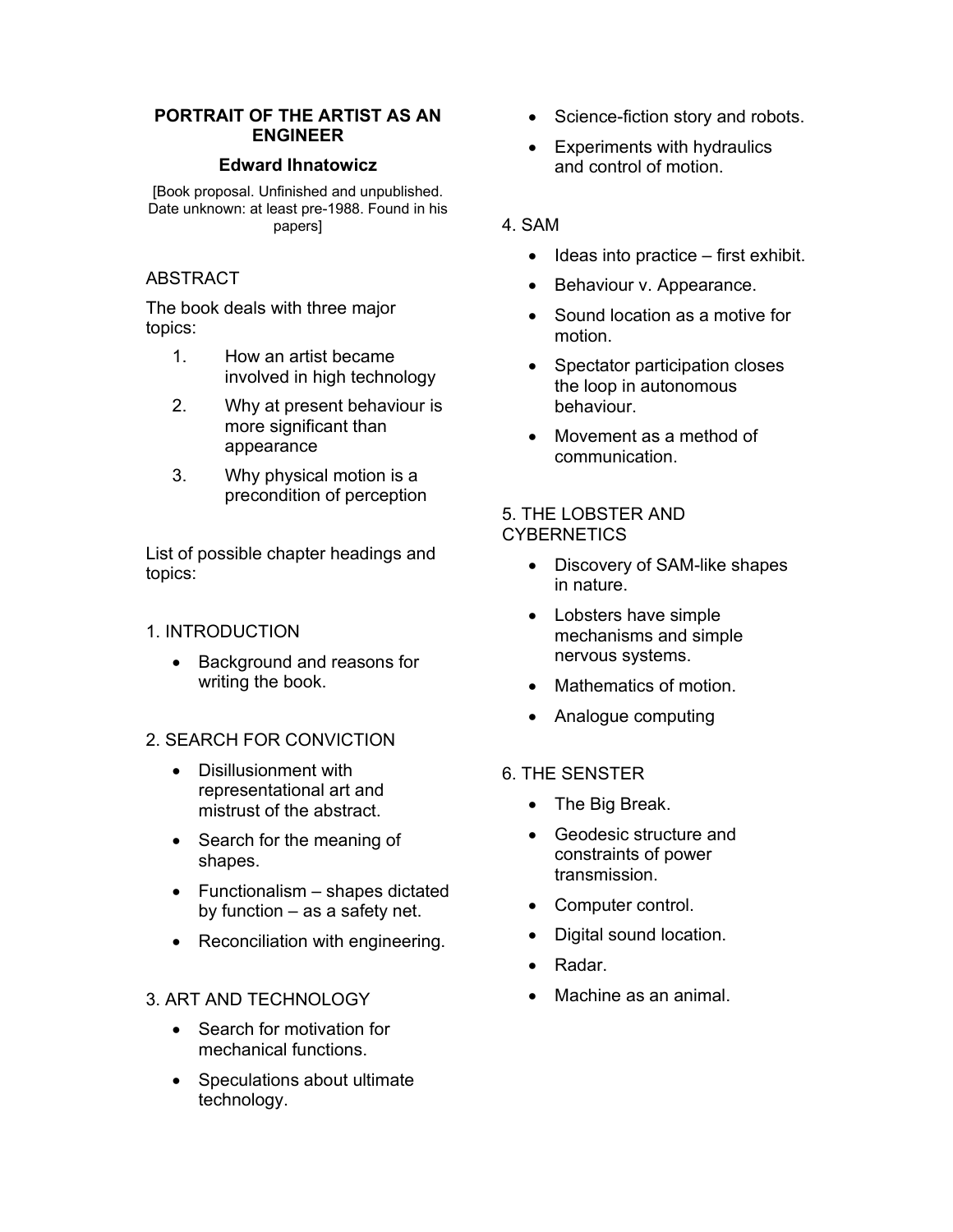# PORTRAIT OF THE ARTIST AS AN ENGINEER

## Edward Ihnatowicz

[Book proposal. Unfinished and unpublished. Date unknown: at least pre-1988. Found in his papers]

ABSTRACT

The book deals with three major topics:

1. How an artist became involved in high technology
2. Why at present behaviour is more significant than appearance
3. Why physical motion is a precondition of perception

List of possible chapter headings and topics:

1. INTRODUCTION

- Background and reasons for writing the book.

2. SEARCH FOR CONVICTION

- Disillusionment with representational art and mistrust of the abstract.
- Search for the meaning of shapes.
- Functionalism – shapes dictated by function – as a safety net.
- Reconciliation with engineering.

3. ART AND TECHNOLOGY

- Search for motivation for mechanical functions.
- Speculations about ultimate technology.
- Science-fiction story and robots.
- Experiments with hydraulics and control of motion.

4. SAM

- Ideas into practice – first exhibit.
- Behaviour v. Appearance.
- Sound location as a motive for motion.
- Spectator participation closes the loop in autonomous behaviour.
- Movement as a method of communication.

5. THE LOBSTER AND CYBERNETICS

- Discovery of SAM-like shapes in nature.
- Lobsters have simple mechanisms and simple nervous systems.
- Mathematics of motion.
- Analogue computing

6. THE SENSTER

- The Big Break.
- Geodesic structure and constraints of power transmission.
- Computer control.
- Digital sound location.
- Radar.
- Machine as an animal.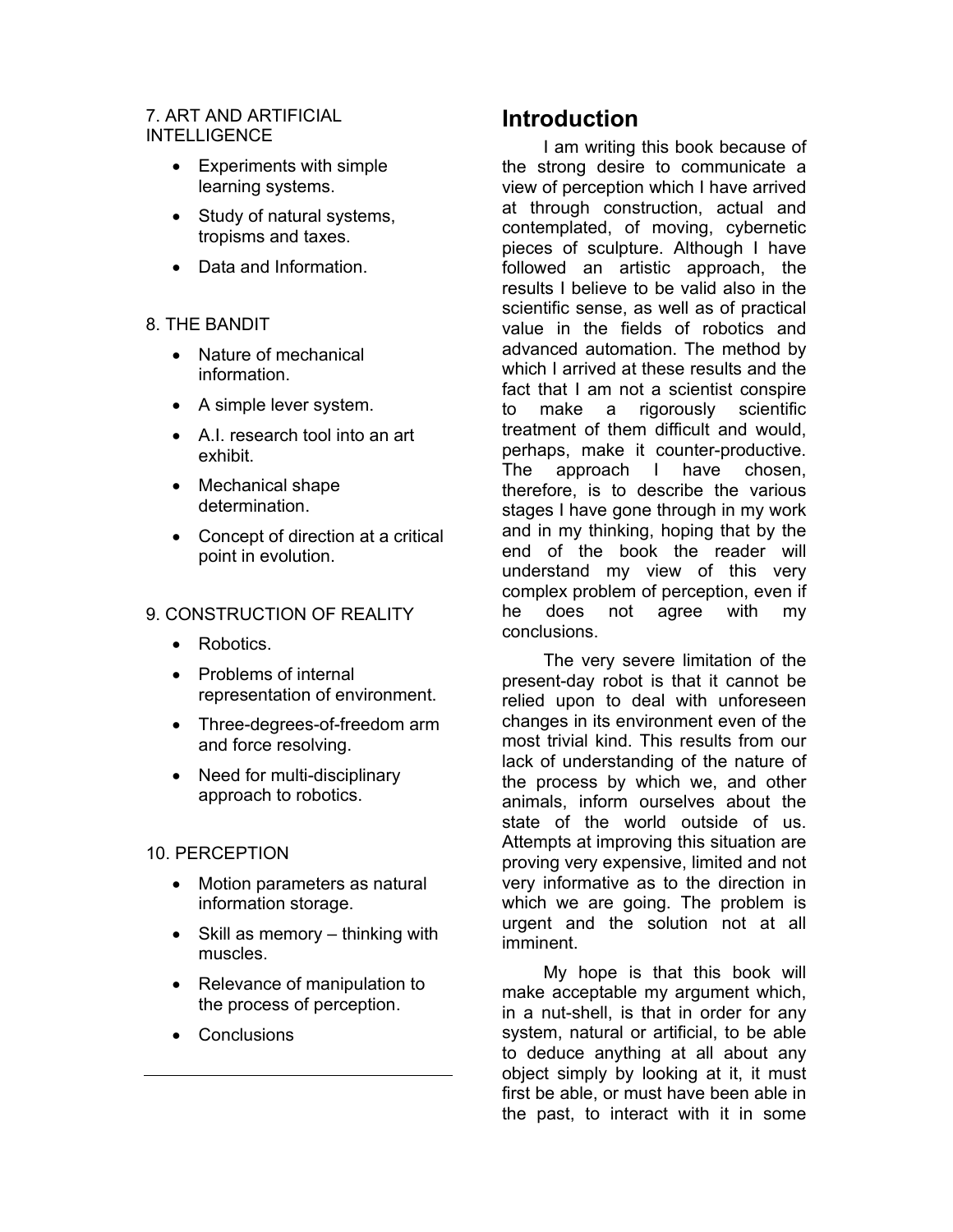7. ART AND ARTIFICIAL INTELLIGENCE

- Experiments with simple learning systems.
- Study of natural systems, tropisms and taxes.
- Data and Information.

8. THE BANDIT

- Nature of mechanical information.
- A simple lever system.
- A.I. research tool into an art exhibit.
- Mechanical shape determination.
- Concept of direction at a critical point in evolution.

9. CONSTRUCTION OF REALITY

- Robotics.
- Problems of internal representation of environment.
- Three-degrees-of-freedom arm and force resolving.
- Need for multi-disciplinary approach to robotics.

10. PERCEPTION

- Motion parameters as natural information storage.
- Skill as memory – thinking with muscles.
- Relevance of manipulation to the process of perception.
- Conclusions

---

## Introduction

I am writing this book because of the strong desire to communicate a view of perception which I have arrived at through construction, actual and contemplated, of moving, cybernetic pieces of sculpture. Although I have followed an artistic approach, the results I believe to be valid also in the scientific sense, as well as of practical value in the fields of robotics and advanced automation. The method by which I arrived at these results and the fact that I am not a scientist conspire to make a rigorously scientific treatment of them difficult and would, perhaps, make it counter-productive. The approach I have chosen, therefore, is to describe the various stages I have gone through in my work and in my thinking, hoping that by the end of the book the reader will understand my view of this very complex problem of perception, even if he does not agree with my conclusions.

The very severe limitation of the present-day robot is that it cannot be relied upon to deal with unforeseen changes in its environment even of the most trivial kind. This results from our lack of understanding of the nature of the process by which we, and other animals, inform ourselves about the state of the world outside of us. Attempts at improving this situation are proving very expensive, limited and not very informative as to the direction in which we are going. The problem is urgent and the solution not at all imminent.

My hope is that this book will make acceptable my argument which, in a nut-shell, is that in order for any system, natural or artificial, to be able to deduce anything at all about any object simply by looking at it, it must first be able, or must have been able in the past, to interact with it in some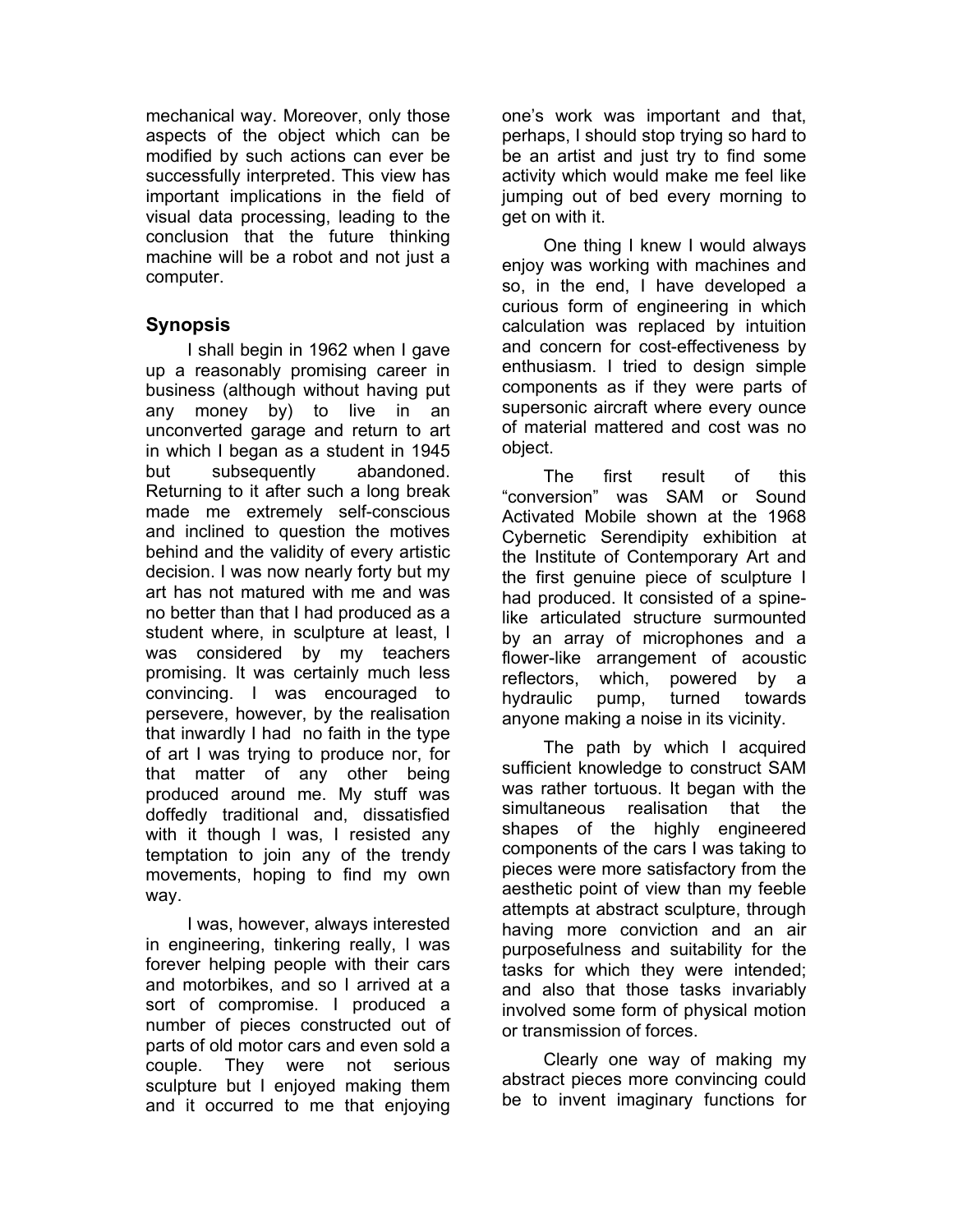mechanical way. Moreover, only those aspects of the object which can be modified by such actions can ever be successfully interpreted. This view has important implications in the field of visual data processing, leading to the conclusion that the future thinking machine will be a robot and not just a computer.

## Synopsis

I shall begin in 1962 when I gave up a reasonably promising career in business (although without having put any money by) to live in an unconverted garage and return to art in which I began as a student in 1945 but subsequently abandoned. Returning to it after such a long break made me extremely self-conscious and inclined to question the motives behind and the validity of every artistic decision. I was now nearly forty but my art has not matured with me and was no better than that I had produced as a student where, in sculpture at least, I was considered by my teachers promising. It was certainly much less convincing. I was encouraged to persevere, however, by the realisation that inwardly I had no faith in the type of art I was trying to produce nor, for that matter of any other being produced around me. My stuff was doffedly traditional and, dissatisfied with it though I was, I resisted any temptation to join any of the trendy movements, hoping to find my own way.

I was, however, always interested in engineering, tinkering really, I was forever helping people with their cars and motorbikes, and so I arrived at a sort of compromise. I produced a number of pieces constructed out of parts of old motor cars and even sold a couple. They were not serious sculpture but I enjoyed making them and it occurred to me that enjoying one's work was important and that, perhaps, I should stop trying so hard to be an artist and just try to find some activity which would make me feel like jumping out of bed every morning to get on with it.

One thing I knew I would always enjoy was working with machines and so, in the end, I have developed a curious form of engineering in which calculation was replaced by intuition and concern for cost-effectiveness by enthusiasm. I tried to design simple components as if they were parts of supersonic aircraft where every ounce of material mattered and cost was no object.

The first result of this "conversion" was SAM or Sound Activated Mobile shown at the 1968 Cybernetic Serendipity exhibition at the Institute of Contemporary Art and the first genuine piece of sculpture I had produced. It consisted of a spine-like articulated structure surmounted by an array of microphones and a flower-like arrangement of acoustic reflectors, which, powered by a hydraulic pump, turned towards anyone making a noise in its vicinity.

The path by which I acquired sufficient knowledge to construct SAM was rather tortuous. It began with the simultaneous realisation that the shapes of the highly engineered components of the cars I was taking to pieces were more satisfactory from the aesthetic point of view than my feeble attempts at abstract sculpture, through having more conviction and an air purposefulness and suitability for the tasks for which they were intended; and also that those tasks invariably involved some form of physical motion or transmission of forces.

Clearly one way of making my abstract pieces more convincing could be to invent imaginary functions for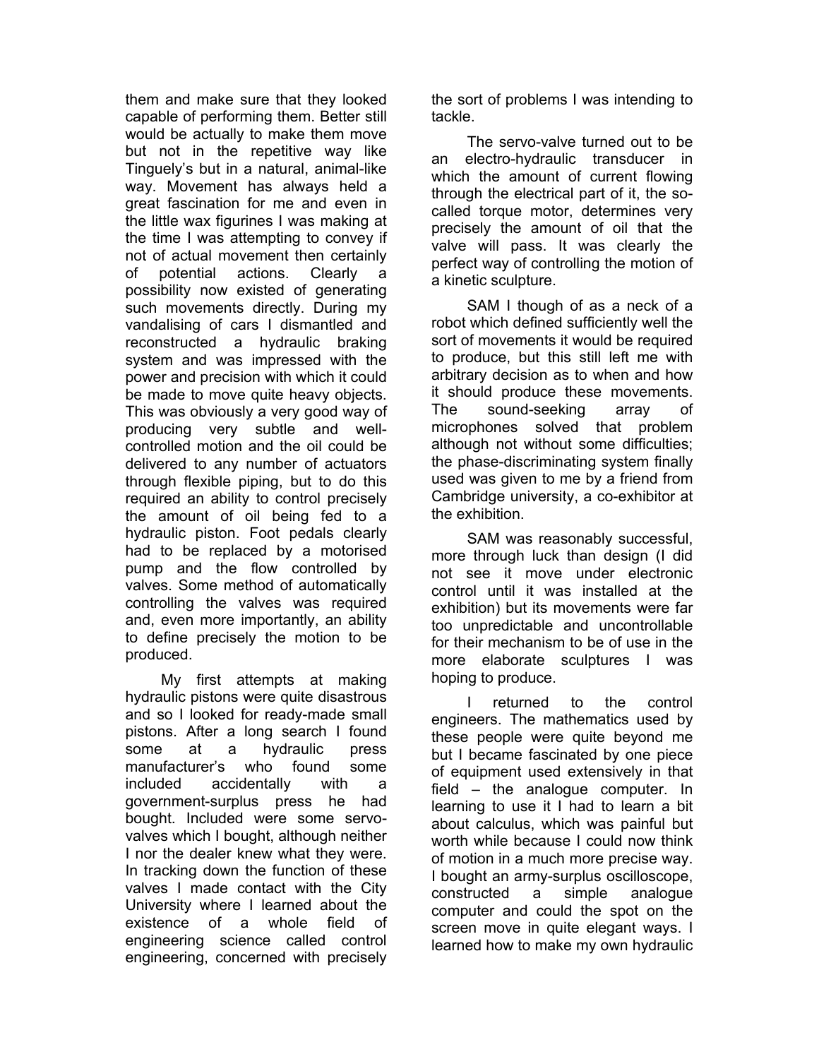them and make sure that they looked capable of performing them. Better still would be actually to make them move but not in the repetitive way like Tinguely's but in a natural, animal-like way. Movement has always held a great fascination for me and even in the little wax figurines I was making at the time I was attempting to convey if not of actual movement then certainly of potential actions. Clearly a possibility now existed of generating such movements directly. During my vandalising of cars I dismantled and reconstructed a hydraulic braking system and was impressed with the power and precision with which it could be made to move quite heavy objects. This was obviously a very good way of producing very subtle and well-controlled motion and the oil could be delivered to any number of actuators through flexible piping, but to do this required an ability to control precisely the amount of oil being fed to a hydraulic piston. Foot pedals clearly had to be replaced by a motorised pump and the flow controlled by valves. Some method of automatically controlling the valves was required and, even more importantly, an ability to define precisely the motion to be produced.

My first attempts at making hydraulic pistons were quite disastrous and so I looked for ready-made small pistons. After a long search I found some at a hydraulic press manufacturer's who found some included accidentally with a government-surplus press he had bought. Included were some servo-valves which I bought, although neither I nor the dealer knew what they were. In tracking down the function of these valves I made contact with the City University where I learned about the existence of a whole field of engineering science called control engineering, concerned with precisely the sort of problems I was intending to tackle.

The servo-valve turned out to be an electro-hydraulic transducer in which the amount of current flowing through the electrical part of it, the so-called torque motor, determines very precisely the amount of oil that the valve will pass. It was clearly the perfect way of controlling the motion of a kinetic sculpture.

SAM I though of as a neck of a robot which defined sufficiently well the sort of movements it would be required to produce, but this still left me with arbitrary decision as to when and how it should produce these movements. The sound-seeking array of microphones solved that problem although not without some difficulties; the phase-discriminating system finally used was given to me by a friend from Cambridge university, a co-exhibitor at the exhibition.

SAM was reasonably successful, more through luck than design (I did not see it move under electronic control until it was installed at the exhibition) but its movements were far too unpredictable and uncontrollable for their mechanism to be of use in the more elaborate sculptures I was hoping to produce.

I returned to the control engineers. The mathematics used by these people were quite beyond me but I became fascinated by one piece of equipment used extensively in that field – the analogue computer. In learning to use it I had to learn a bit about calculus, which was painful but worth while because I could now think of motion in a much more precise way. I bought an army-surplus oscilloscope, constructed a simple analogue computer and could the spot on the screen move in quite elegant ways. I learned how to make my own hydraulic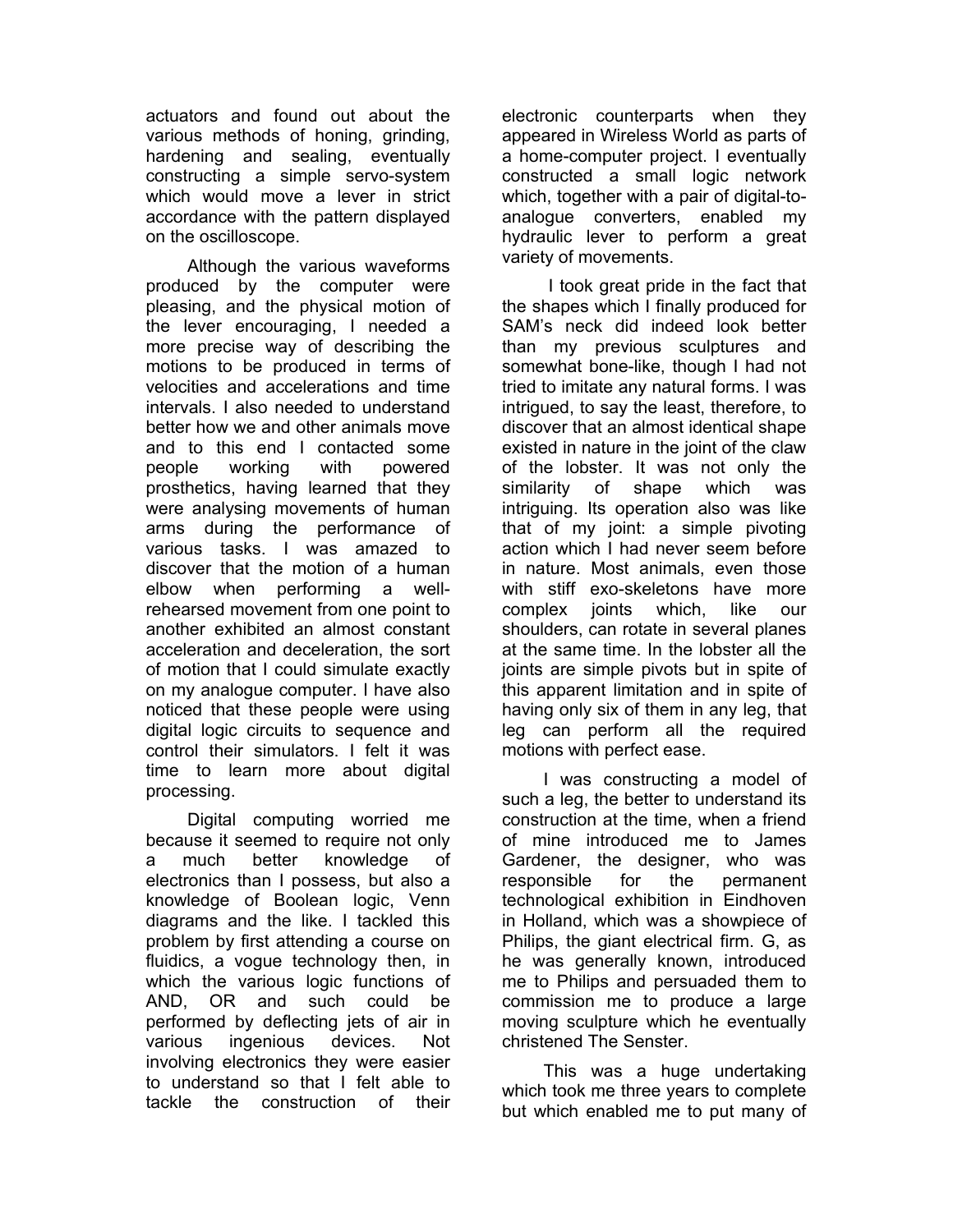actuators and found out about the various methods of honing, grinding, hardening and sealing, eventually constructing a simple servo-system which would move a lever in strict accordance with the pattern displayed on the oscilloscope.

Although the various waveforms produced by the computer were pleasing, and the physical motion of the lever encouraging, I needed a more precise way of describing the motions to be produced in terms of velocities and accelerations and time intervals. I also needed to understand better how we and other animals move and to this end I contacted some people working with powered prosthetics, having learned that they were analysing movements of human arms during the performance of various tasks. I was amazed to discover that the motion of a human elbow when performing a well-rehearsed movement from one point to another exhibited an almost constant acceleration and deceleration, the sort of motion that I could simulate exactly on my analogue computer. I have also noticed that these people were using digital logic circuits to sequence and control their simulators. I felt it was time to learn more about digital processing.

Digital computing worried me because it seemed to require not only a much better knowledge of electronics than I possess, but also a knowledge of Boolean logic, Venn diagrams and the like. I tackled this problem by first attending a course on fluidics, a vogue technology then, in which the various logic functions of AND, OR and such could be performed by deflecting jets of air in various ingenious devices. Not involving electronics they were easier to understand so that I felt able to tackle the construction of their electronic counterparts when they appeared in Wireless World as parts of a home-computer project. I eventually constructed a small logic network which, together with a pair of digital-to-analogue converters, enabled my hydraulic lever to perform a great variety of movements.

I took great pride in the fact that the shapes which I finally produced for SAM's neck did indeed look better than my previous sculptures and somewhat bone-like, though I had not tried to imitate any natural forms. I was intrigued, to say the least, therefore, to discover that an almost identical shape existed in nature in the joint of the claw of the lobster. It was not only the similarity of shape which was intriguing. Its operation also was like that of my joint: a simple pivoting action which I had never seem before in nature. Most animals, even those with stiff exo-skeletons have more complex joints which, like our shoulders, can rotate in several planes at the same time. In the lobster all the joints are simple pivots but in spite of this apparent limitation and in spite of having only six of them in any leg, that leg can perform all the required motions with perfect ease.

I was constructing a model of such a leg, the better to understand its construction at the time, when a friend of mine introduced me to James Gardener, the designer, who was responsible for the permanent technological exhibition in Eindhoven in Holland, which was a showpiece of Philips, the giant electrical firm. G, as he was generally known, introduced me to Philips and persuaded them to commission me to produce a large moving sculpture which he eventually christened The Senster.

This was a huge undertaking which took me three years to complete but which enabled me to put many of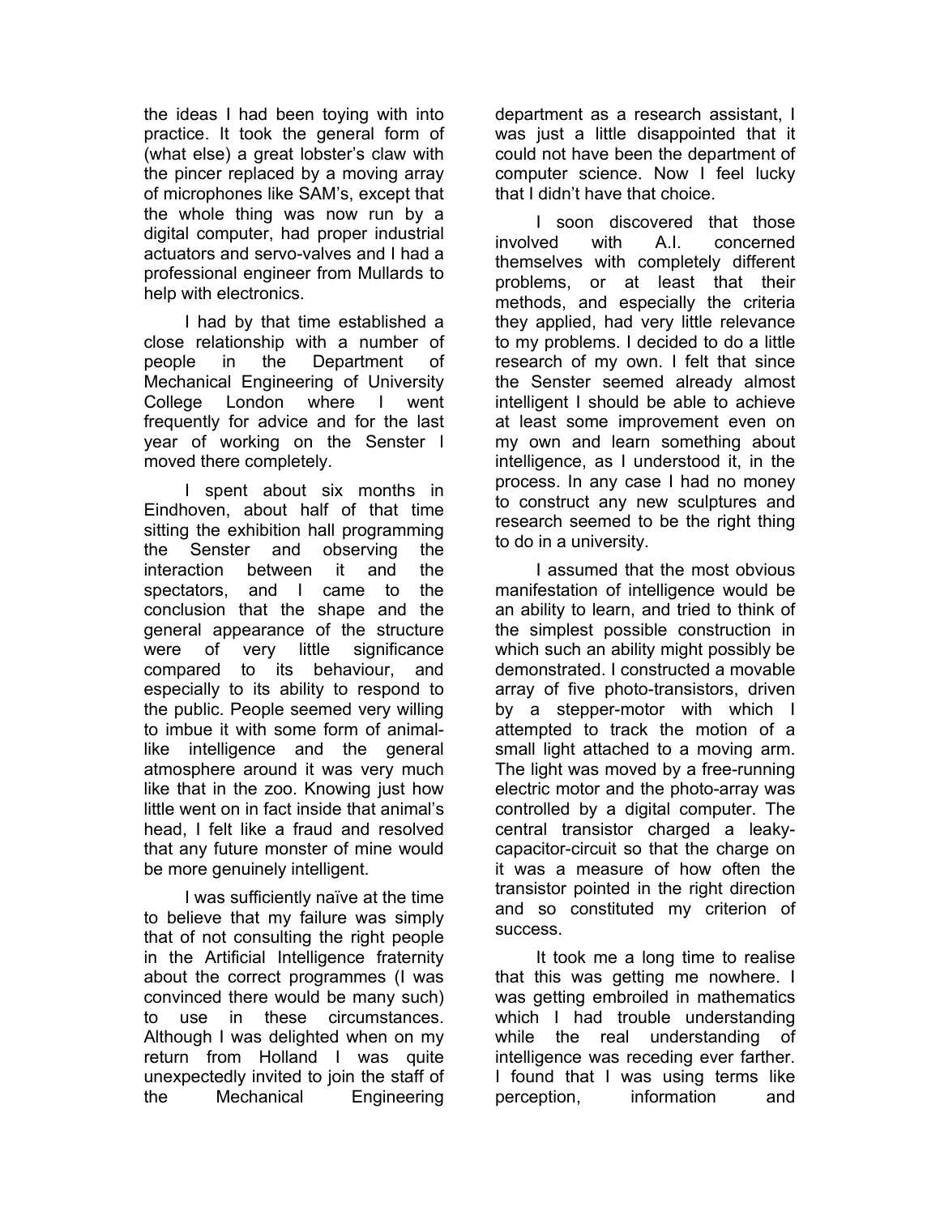the ideas I had been toying with into practice. It took the general form of (what else) a great lobster's claw with the pincer replaced by a moving array of microphones like SAM's, except that the whole thing was now run by a digital computer, had proper industrial actuators and servo-valves and I had a professional engineer from Mullards to help with electronics.

I had by that time established a close relationship with a number of people in the Department of Mechanical Engineering of University College London where I went frequently for advice and for the last year of working on the Senster I moved there completely.

I spent about six months in Eindhoven, about half of that time sitting the exhibition hall programming the Senster and observing the interaction between it and the spectators, and I came to the conclusion that the shape and the general appearance of the structure were of very little significance compared to its behaviour, and especially to its ability to respond to the public. People seemed very willing to imbue it with some form of animal-like intelligence and the general atmosphere around it was very much like that in the zoo. Knowing just how little went on in fact inside that animal's head, I felt like a fraud and resolved that any future monster of mine would be more genuinely intelligent.

I was sufficiently naïve at the time to believe that my failure was simply that of not consulting the right people in the Artificial Intelligence fraternity about the correct programmes (I was convinced there would be many such) to use in these circumstances. Although I was delighted when on my return from Holland I was quite unexpectedly invited to join the staff of the Mechanical Engineering department as a research assistant, I was just a little disappointed that it could not have been the department of computer science. Now I feel lucky that I didn't have that choice.

I soon discovered that those involved with A.I. concerned themselves with completely different problems, or at least that their methods, and especially the criteria they applied, had very little relevance to my problems. I decided to do a little research of my own. I felt that since the Senster seemed already almost intelligent I should be able to achieve at least some improvement even on my own and learn something about intelligence, as I understood it, in the process. In any case I had no money to construct any new sculptures and research seemed to be the right thing to do in a university.

I assumed that the most obvious manifestation of intelligence would be an ability to learn, and tried to think of the simplest possible construction in which such an ability might possibly be demonstrated. I constructed a movable array of five photo-transistors, driven by a stepper-motor with which I attempted to track the motion of a small light attached to a moving arm. The light was moved by a free-running electric motor and the photo-array was controlled by a digital computer. The central transistor charged a leaky-capacitor-circuit so that the charge on it was a measure of how often the transistor pointed in the right direction and so constituted my criterion of success.

It took me a long time to realise that this was getting me nowhere. I was getting embroiled in mathematics which I had trouble understanding while the real understanding of intelligence was receding ever farther. I found that I was using terms like perception, information and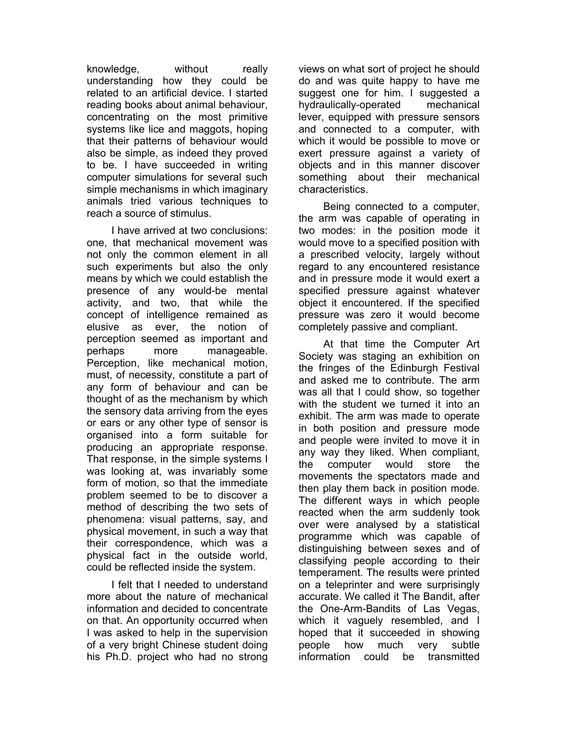knowledge, without really understanding how they could be related to an artificial device. I started reading books about animal behaviour, concentrating on the most primitive systems like lice and maggots, hoping that their patterns of behaviour would also be simple, as indeed they proved to be. I have succeeded in writing computer simulations for several such simple mechanisms in which imaginary animals tried various techniques to reach a source of stimulus.

I have arrived at two conclusions: one, that mechanical movement was not only the common element in all such experiments but also the only means by which we could establish the presence of any would-be mental activity, and two, that while the concept of intelligence remained as elusive as ever, the notion of perception seemed as important and perhaps more manageable. Perception, like mechanical motion, must, of necessity, constitute a part of any form of behaviour and can be thought of as the mechanism by which the sensory data arriving from the eyes or ears or any other type of sensor is organised into a form suitable for producing an appropriate response. That response, in the simple systems I was looking at, was invariably some form of motion, so that the immediate problem seemed to be to discover a method of describing the two sets of phenomena: visual patterns, say, and physical movement, in such a way that their correspondence, which was a physical fact in the outside world, could be reflected inside the system.

I felt that I needed to understand more about the nature of mechanical information and decided to concentrate on that. An opportunity occurred when I was asked to help in the supervision of a very bright Chinese student doing his Ph.D. project who had no strong views on what sort of project he should do and was quite happy to have me suggest one for him. I suggested a hydraulically-operated mechanical lever, equipped with pressure sensors and connected to a computer, with which it would be possible to move or exert pressure against a variety of objects and in this manner discover something about their mechanical characteristics.

Being connected to a computer, the arm was capable of operating in two modes: in the position mode it would move to a specified position with a prescribed velocity, largely without regard to any encountered resistance and in pressure mode it would exert a specified pressure against whatever object it encountered. If the specified pressure was zero it would become completely passive and compliant.

At that time the Computer Art Society was staging an exhibition on the fringes of the Edinburgh Festival and asked me to contribute. The arm was all that I could show, so together with the student we turned it into an exhibit. The arm was made to operate in both position and pressure mode and people were invited to move it in any way they liked. When compliant, the computer would store the movements the spectators made and then play them back in position mode. The different ways in which people reacted when the arm suddenly took over were analysed by a statistical programme which was capable of distinguishing between sexes and of classifying people according to their temperament. The results were printed on a teleprinter and were surprisingly accurate. We called it The Bandit, after the One-Arm-Bandits of Las Vegas, which it vaguely resembled, and I hoped that it succeeded in showing people how much very subtle information could be transmitted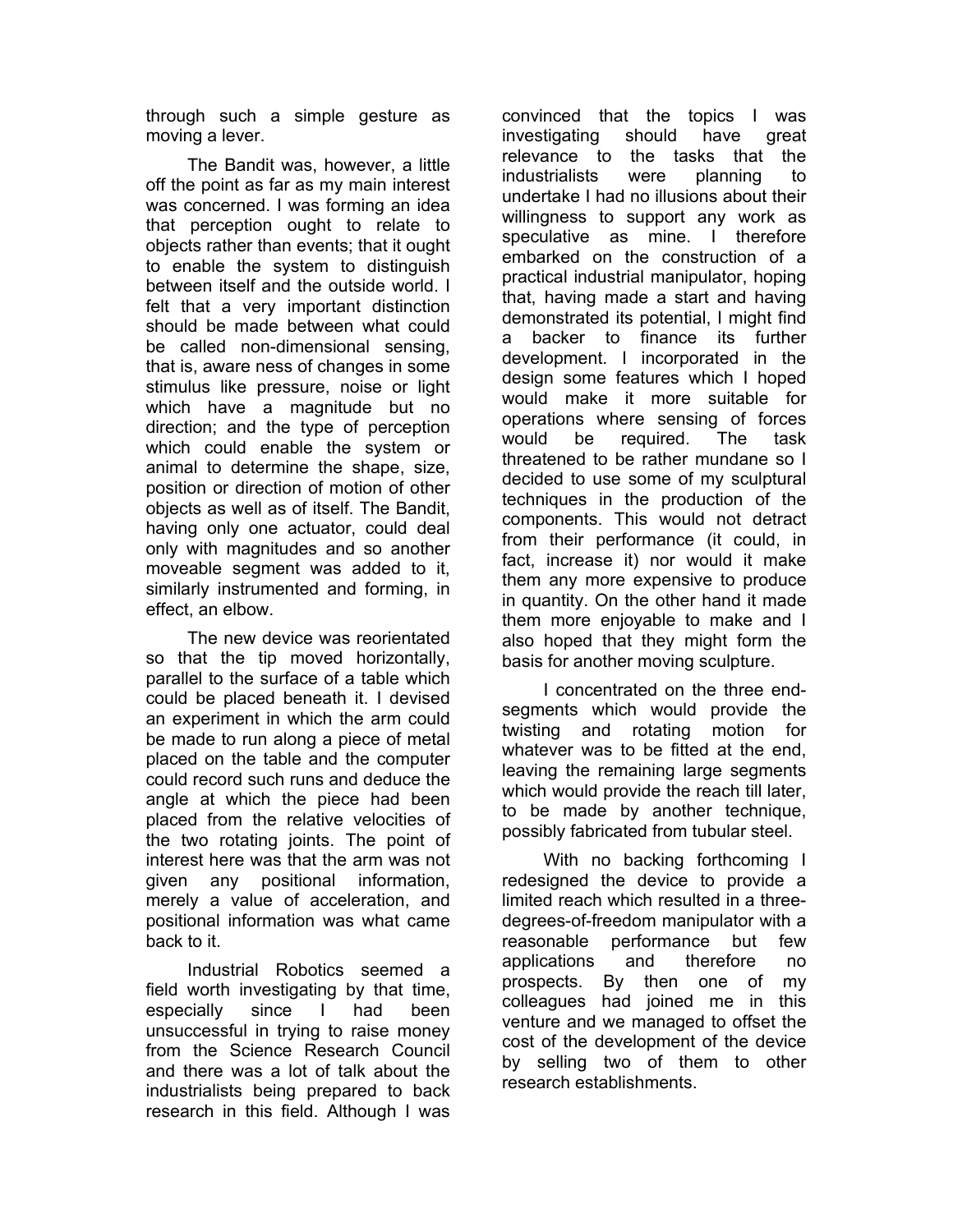through such a simple gesture as moving a lever.

The Bandit was, however, a little off the point as far as my main interest was concerned. I was forming an idea that perception ought to relate to objects rather than events; that it ought to enable the system to distinguish between itself and the outside world. I felt that a very important distinction should be made between what could be called non-dimensional sensing, that is, aware ness of changes in some stimulus like pressure, noise or light which have a magnitude but no direction; and the type of perception which could enable the system or animal to determine the shape, size, position or direction of motion of other objects as well as of itself. The Bandit, having only one actuator, could deal only with magnitudes and so another moveable segment was added to it, similarly instrumented and forming, in effect, an elbow.

The new device was reorientated so that the tip moved horizontally, parallel to the surface of a table which could be placed beneath it. I devised an experiment in which the arm could be made to run along a piece of metal placed on the table and the computer could record such runs and deduce the angle at which the piece had been placed from the relative velocities of the two rotating joints. The point of interest here was that the arm was not given any positional information, merely a value of acceleration, and positional information was what came back to it.

Industrial Robotics seemed a field worth investigating by that time, especially since I had been unsuccessful in trying to raise money from the Science Research Council and there was a lot of talk about the industrialists being prepared to back research in this field. Although I was convinced that the topics I was investigating should have great relevance to the tasks that the industrialists were planning to undertake I had no illusions about their willingness to support any work as speculative as mine. I therefore embarked on the construction of a practical industrial manipulator, hoping that, having made a start and having demonstrated its potential, I might find a backer to finance its further development. I incorporated in the design some features which I hoped would make it more suitable for operations where sensing of forces would be required. The task threatened to be rather mundane so I decided to use some of my sculptural techniques in the production of the components. This would not detract from their performance (it could, in fact, increase it) nor would it make them any more expensive to produce in quantity. On the other hand it made them more enjoyable to make and I also hoped that they might form the basis for another moving sculpture.

I concentrated on the three end-segments which would provide the twisting and rotating motion for whatever was to be fitted at the end, leaving the remaining large segments which would provide the reach till later, to be made by another technique, possibly fabricated from tubular steel.

With no backing forthcoming I redesigned the device to provide a limited reach which resulted in a three-degrees-of-freedom manipulator with a reasonable performance but few applications and therefore no prospects. By then one of my colleagues had joined me in this venture and we managed to offset the cost of the development of the device by selling two of them to other research establishments.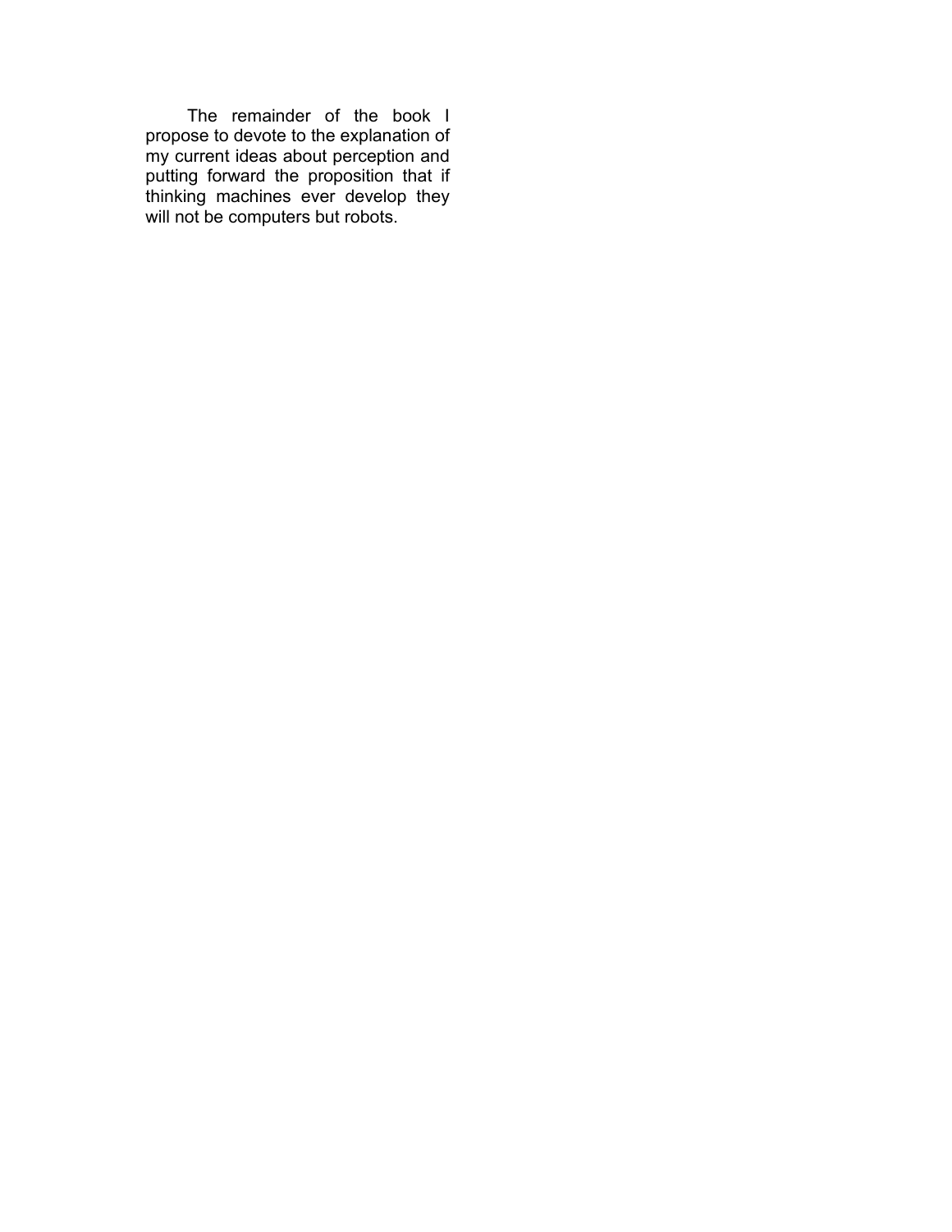The remainder of the book I propose to devote to the explanation of my current ideas about perception and putting forward the proposition that if thinking machines ever develop they will not be computers but robots.